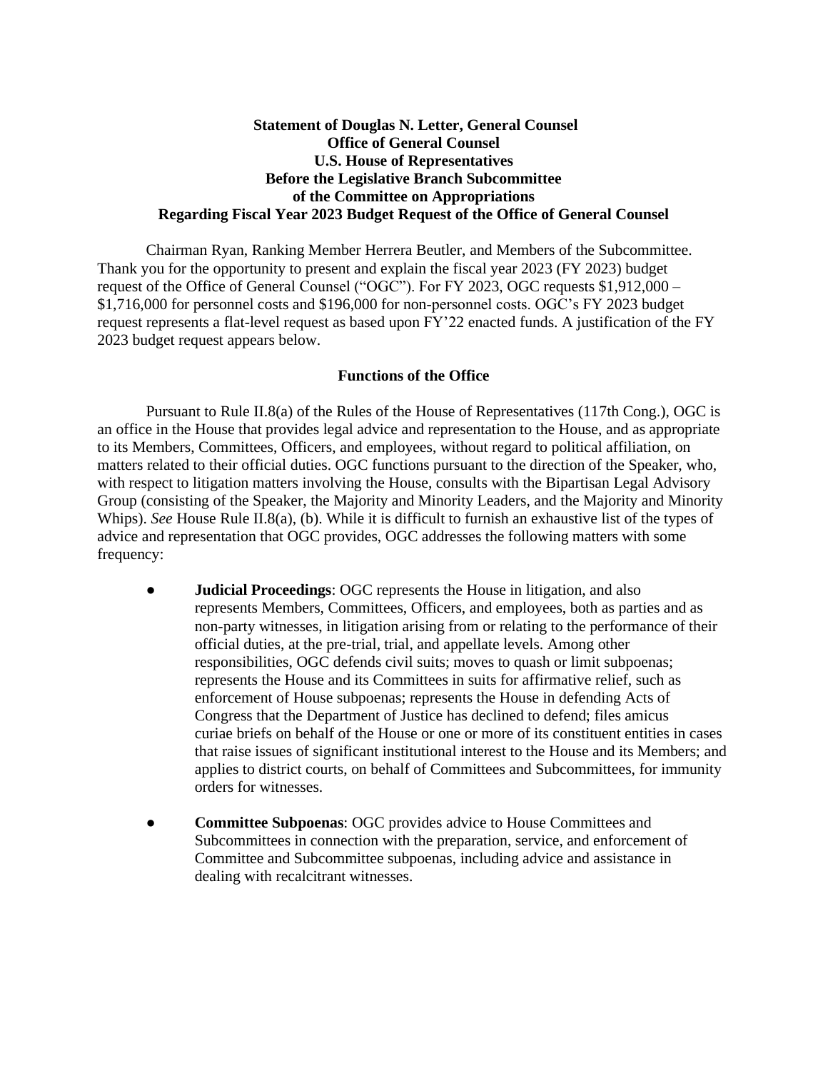**Statement of Douglas N. Letter, General Counsel**
**Office of General Counsel**
**U.S. House of Representatives**
**Before the Legislative Branch Subcommittee**
**of the Committee on Appropriations**
**Regarding Fiscal Year 2023 Budget Request of the Office of General Counsel**

Chairman Ryan, Ranking Member Herrera Beutler, and Members of the Subcommittee. Thank you for the opportunity to present and explain the fiscal year 2023 (FY 2023) budget request of the Office of General Counsel ("OGC"). For FY 2023, OGC requests $1,912,000 – $1,716,000 for personnel costs and $196,000 for non-personnel costs. OGC's FY 2023 budget request represents a flat-level request as based upon FY'22 enacted funds. A justification of the FY 2023 budget request appears below.

## Functions of the Office

Pursuant to Rule II.8(a) of the Rules of the House of Representatives (117th Cong.), OGC is an office in the House that provides legal advice and representation to the House, and as appropriate to its Members, Committees, Officers, and employees, without regard to political affiliation, on matters related to their official duties. OGC functions pursuant to the direction of the Speaker, who, with respect to litigation matters involving the House, consults with the Bipartisan Legal Advisory Group (consisting of the Speaker, the Majority and Minority Leaders, and the Majority and Minority Whips). *See* House Rule II.8(a), (b). While it is difficult to furnish an exhaustive list of the types of advice and representation that OGC provides, OGC addresses the following matters with some frequency:

- **Judicial Proceedings**: OGC represents the House in litigation, and also represents Members, Committees, Officers, and employees, both as parties and as non-party witnesses, in litigation arising from or relating to the performance of their official duties, at the pre-trial, trial, and appellate levels. Among other responsibilities, OGC defends civil suits; moves to quash or limit subpoenas; represents the House and its Committees in suits for affirmative relief, such as enforcement of House subpoenas; represents the House in defending Acts of Congress that the Department of Justice has declined to defend; files amicus curiae briefs on behalf of the House or one or more of its constituent entities in cases that raise issues of significant institutional interest to the House and its Members; and applies to district courts, on behalf of Committees and Subcommittees, for immunity orders for witnesses.

- **Committee Subpoenas**: OGC provides advice to House Committees and Subcommittees in connection with the preparation, service, and enforcement of Committee and Subcommittee subpoenas, including advice and assistance in dealing with recalcitrant witnesses.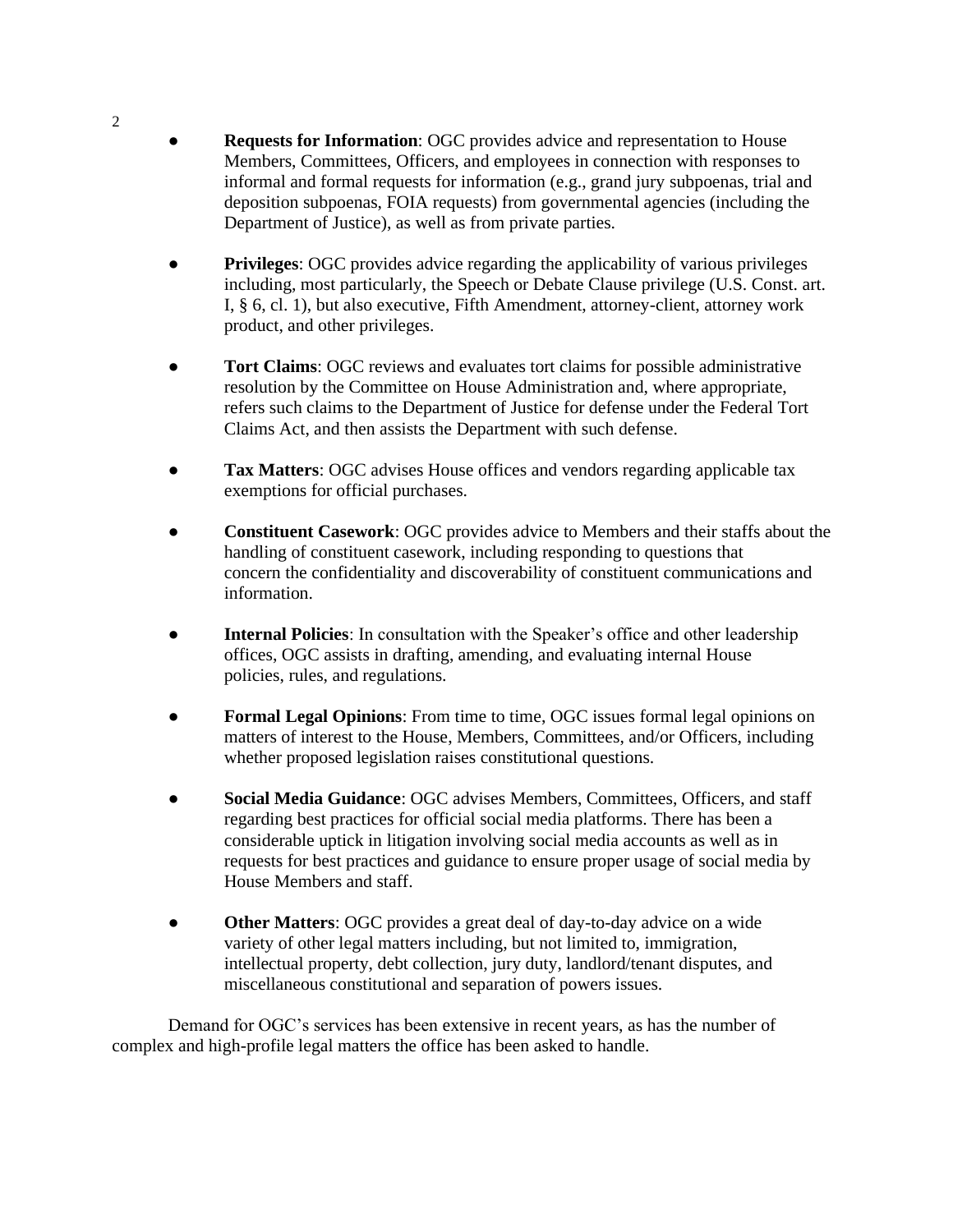- **Requests for Information**: OGC provides advice and representation to House Members, Committees, Officers, and employees in connection with responses to informal and formal requests for information (e.g., grand jury subpoenas, trial and deposition subpoenas, FOIA requests) from governmental agencies (including the Department of Justice), as well as from private parties.

- **Privileges**: OGC provides advice regarding the applicability of various privileges including, most particularly, the Speech or Debate Clause privilege (U.S. Const. art. I, § 6, cl. 1), but also executive, Fifth Amendment, attorney-client, attorney work product, and other privileges.

- **Tort Claims**: OGC reviews and evaluates tort claims for possible administrative resolution by the Committee on House Administration and, where appropriate, refers such claims to the Department of Justice for defense under the Federal Tort Claims Act, and then assists the Department with such defense.

- **Tax Matters**: OGC advises House offices and vendors regarding applicable tax exemptions for official purchases.

- **Constituent Casework**: OGC provides advice to Members and their staffs about the handling of constituent casework, including responding to questions that concern the confidentiality and discoverability of constituent communications and information.

- **Internal Policies**: In consultation with the Speaker's office and other leadership offices, OGC assists in drafting, amending, and evaluating internal House policies, rules, and regulations.

- **Formal Legal Opinions**: From time to time, OGC issues formal legal opinions on matters of interest to the House, Members, Committees, and/or Officers, including whether proposed legislation raises constitutional questions.

- **Social Media Guidance**: OGC advises Members, Committees, Officers, and staff regarding best practices for official social media platforms. There has been a considerable uptick in litigation involving social media accounts as well as in requests for best practices and guidance to ensure proper usage of social media by House Members and staff.

- **Other Matters**: OGC provides a great deal of day-to-day advice on a wide variety of other legal matters including, but not limited to, immigration, intellectual property, debt collection, jury duty, landlord/tenant disputes, and miscellaneous constitutional and separation of powers issues.

Demand for OGC's services has been extensive in recent years, as has the number of complex and high-profile legal matters the office has been asked to handle.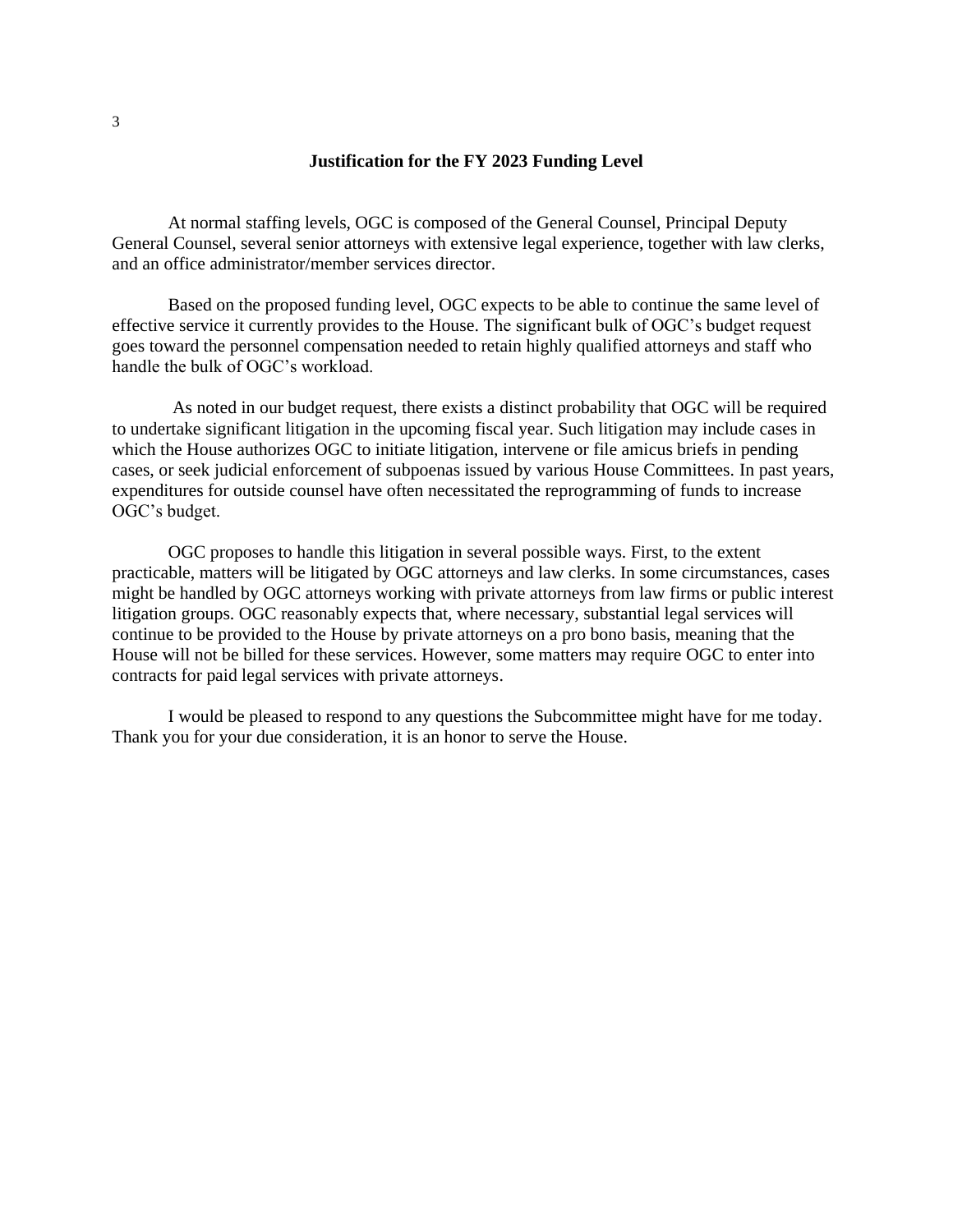### Justification for the FY 2023 Funding Level

At normal staffing levels, OGC is composed of the General Counsel, Principal Deputy General Counsel, several senior attorneys with extensive legal experience, together with law clerks, and an office administrator/member services director.

Based on the proposed funding level, OGC expects to be able to continue the same level of effective service it currently provides to the House. The significant bulk of OGC's budget request goes toward the personnel compensation needed to retain highly qualified attorneys and staff who handle the bulk of OGC's workload.

As noted in our budget request, there exists a distinct probability that OGC will be required to undertake significant litigation in the upcoming fiscal year. Such litigation may include cases in which the House authorizes OGC to initiate litigation, intervene or file amicus briefs in pending cases, or seek judicial enforcement of subpoenas issued by various House Committees. In past years, expenditures for outside counsel have often necessitated the reprogramming of funds to increase OGC's budget.

OGC proposes to handle this litigation in several possible ways. First, to the extent practicable, matters will be litigated by OGC attorneys and law clerks. In some circumstances, cases might be handled by OGC attorneys working with private attorneys from law firms or public interest litigation groups. OGC reasonably expects that, where necessary, substantial legal services will continue to be provided to the House by private attorneys on a pro bono basis, meaning that the House will not be billed for these services. However, some matters may require OGC to enter into contracts for paid legal services with private attorneys.

I would be pleased to respond to any questions the Subcommittee might have for me today. Thank you for your due consideration, it is an honor to serve the House.